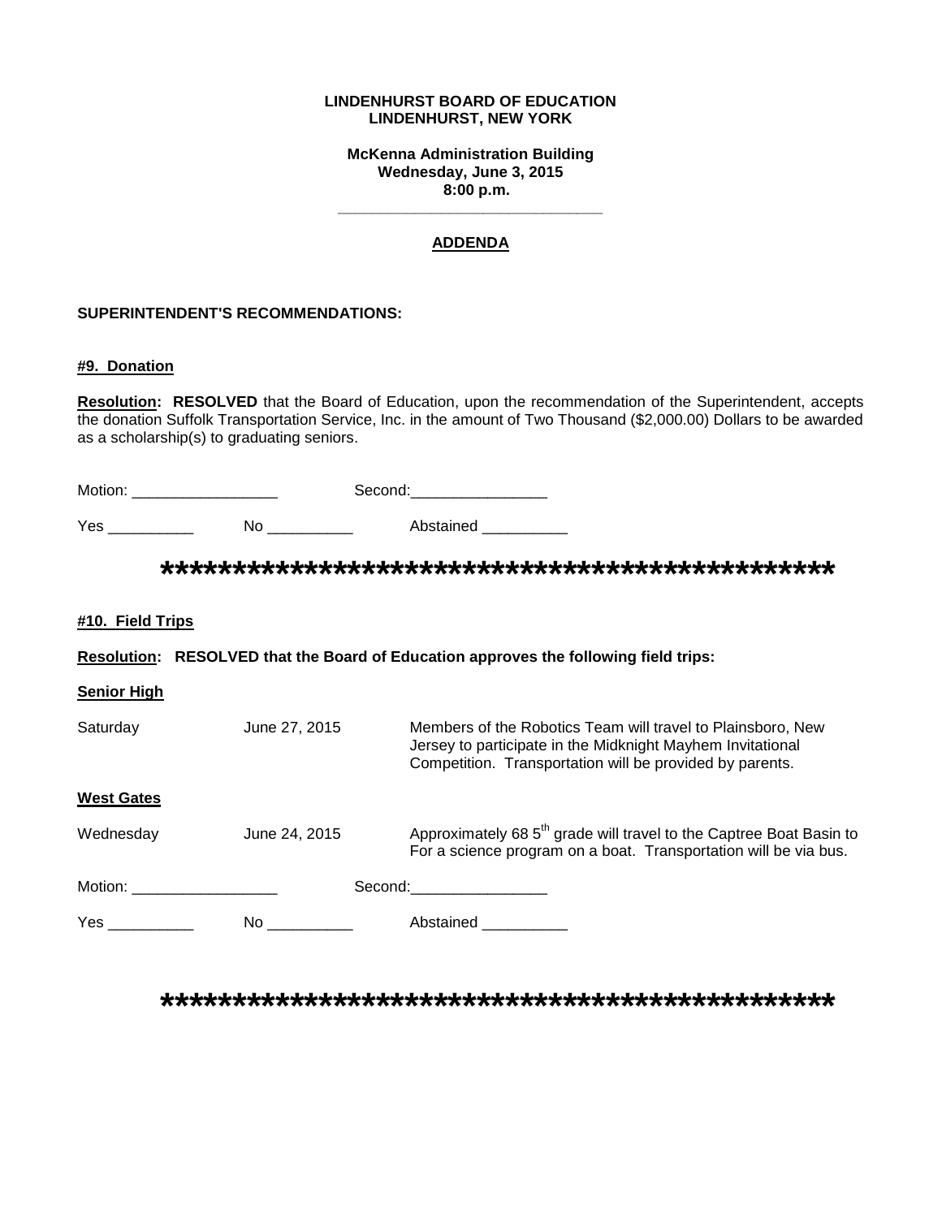**LINDENHURST BOARD OF EDUCATION**
**LINDENHURST, NEW YORK**

**McKenna Administration Building**
**Wednesday, June 3, 2015**
**8:00 p.m.**

---

## ADDENDA

**SUPERINTENDENT'S RECOMMENDATIONS:**

### #9. Donation

**Resolution: RESOLVED** that the Board of Education, upon the recommendation of the Superintendent, accepts the donation Suffolk Transportation Service, Inc. in the amount of Two Thousand ($2,000.00) Dollars to be awarded as a scholarship(s) to graduating seniors.

Motion: _________________ Second:________________

Yes __________ No __________ Abstained __________

**************************************************

### #10. Field Trips

**Resolution: RESOLVED that the Board of Education approves the following field trips:**

**Senior High**

| | | |
|---|---|---|
| Saturday | June 27, 2015 | Members of the Robotics Team will travel to Plainsboro, New Jersey to participate in the Midknight Mayhem Invitational Competition. Transportation will be provided by parents. |

**West Gates**

| | | |
|---|---|---|
| Wednesday | June 24, 2015 | Approximately 68 5th grade will travel to the Captree Boat Basin to For a science program on a boat. Transportation will be via bus. |

Motion: _________________ Second:________________

Yes __________ No __________ Abstained __________

**************************************************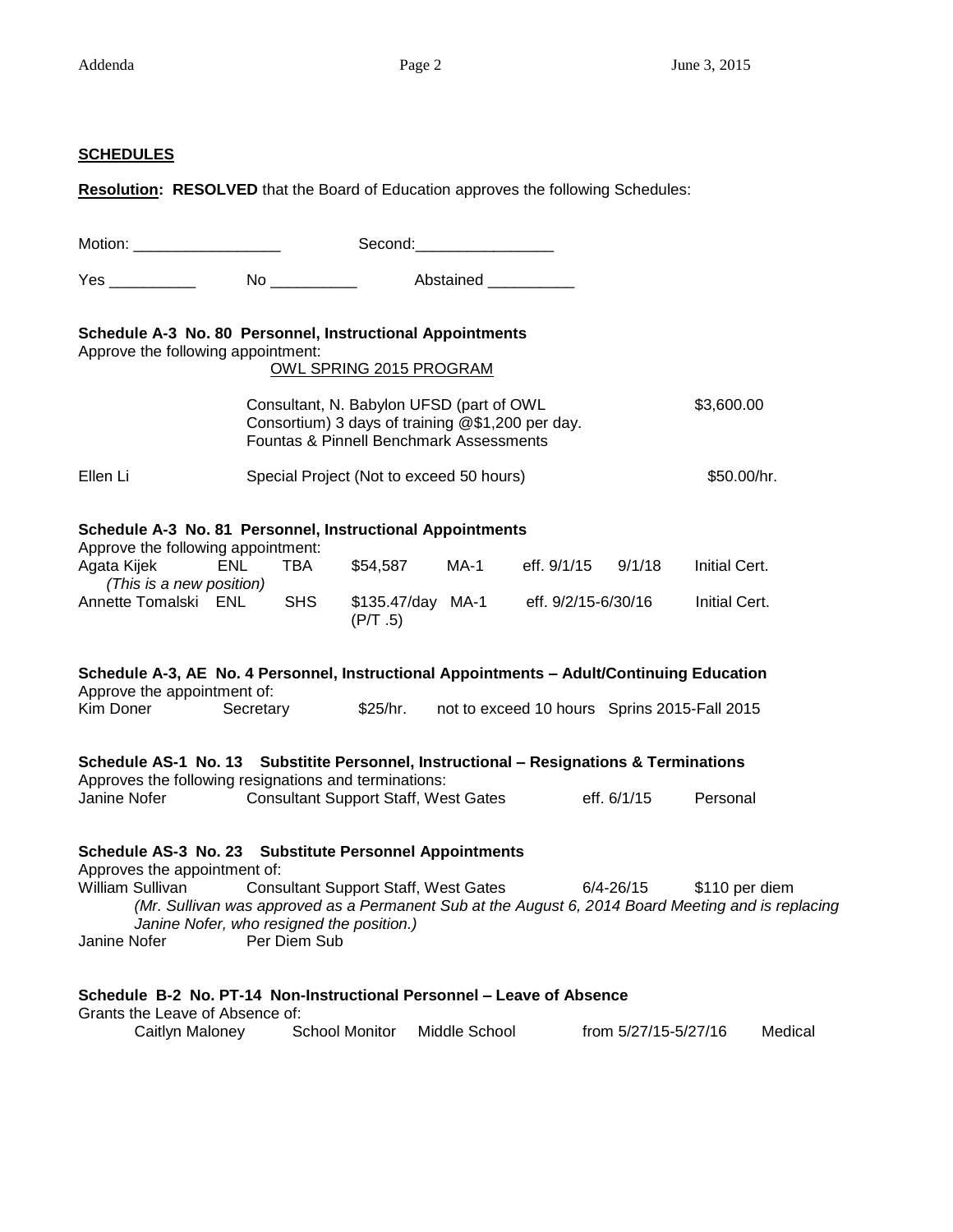**SCHEDULES**

**Resolution: RESOLVED** that the Board of Education approves the following Schedules:

Motion: _________________ Second:________________

Yes __________ No __________ Abstained __________

**Schedule A-3 No. 80 Personnel, Instructional Appointments**

Approve the following appointment:

OWL SPRING 2015 PROGRAM

| | | |
|---|---|---|
| | Consultant, N. Babylon UFSD (part of OWL Consortium) 3 days of training @$1,200 per day. Fountas & Pinnell Benchmark Assessments | $3,600.00 |
| Ellen Li | Special Project (Not to exceed 50 hours) | $50.00/hr. |

**Schedule A-3 No. 81 Personnel, Instructional Appointments**

Approve the following appointment:

| | | | | | | | |
|---|---|---|---|---|---|---|---|
| Agata Kijek *(This is a new position)* | ENL | TBA | $54,587 | MA-1 | eff. 9/1/15 | 9/1/18 | Initial Cert. |
| Annette Tomalski | ENL | SHS | $135.47/day (P/T .5) | MA-1 | eff. 9/2/15-6/30/16 | | Initial Cert. |

**Schedule A-3, AE No. 4 Personnel, Instructional Appointments – Adult/Continuing Education**

Approve the appointment of:

| | | | | |
|---|---|---|---|---|
| Kim Doner | Secretary | $25/hr. | not to exceed 10 hours | Sprins 2015-Fall 2015 |

**Schedule AS-1 No. 13 Substitite Personnel, Instructional – Resignations & Terminations**

Approves the following resignations and terminations:

| | | | |
|---|---|---|---|
| Janine Nofer | Consultant Support Staff, West Gates | eff. 6/1/15 | Personal |

**Schedule AS-3 No. 23 Substitute Personnel Appointments**

Approves the appointment of:

| | | | |
|---|---|---|---|
| William Sullivan | Consultant Support Staff, West Gates | 6/4-26/15 | $110 per diem |

*(Mr. Sullivan was approved as a Permanent Sub at the August 6, 2014 Board Meeting and is replacing Janine Nofer, who resigned the position.)*

| | |
|---|---|
| Janine Nofer | Per Diem Sub |

**Schedule B-2 No. PT-14 Non-Instructional Personnel – Leave of Absence**

Grants the Leave of Absence of:

| | | | | |
|---|---|---|---|---|
| Caitlyn Maloney | School Monitor | Middle School | from 5/27/15-5/27/16 | Medical |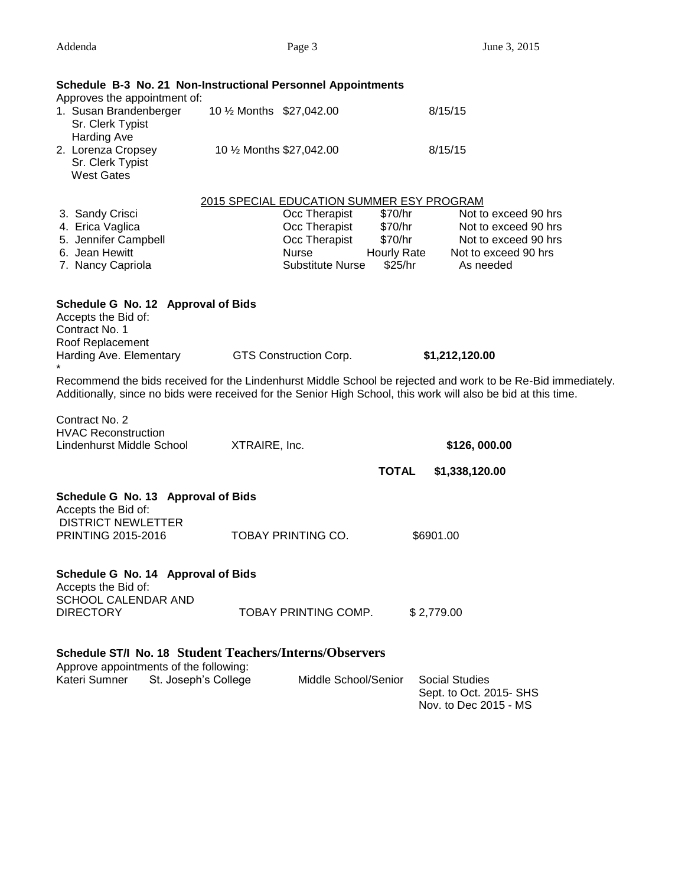**Schedule B-3 No. 21 Non-Instructional Personnel Appointments**

Approves the appointment of:

| | | | |
|---|---|---|---|
| 1. Susan Brandenberger<br>Sr. Clerk Typist<br>Harding Ave | 10 ½ Months | $27,042.00 | 8/15/15 |
| 2. Lorenza Cropsey<br>Sr. Clerk Typist<br>West Gates | 10 ½ Months | $27,042.00 | 8/15/15 |

2015 SPECIAL EDUCATION SUMMER ESY PROGRAM

| | | | |
|---|---|---|---|
| 3. Sandy Crisci | Occ Therapist | $70/hr | Not to exceed 90 hrs |
| 4. Erica Vaglica | Occ Therapist | $70/hr | Not to exceed 90 hrs |
| 5. Jennifer Campbell | Occ Therapist | $70/hr | Not to exceed 90 hrs |
| 6. Jean Hewitt | Nurse | Hourly Rate | Not to exceed 90 hrs |
| 7. Nancy Capriola | Substitute Nurse | $25/hr | As needed |

**Schedule G No. 12 Approval of Bids**

Accepts the Bid of:

Contract No. 1
Roof Replacement
Harding Ave. Elementary — GTS Construction Corp. — **$1,212,120.00**

*

Recommend the bids received for the Lindenhurst Middle School be rejected and work to be Re-Bid immediately. Additionally, since no bids were received for the Senior High School, this work will also be bid at this time.

Contract No. 2
HVAC Reconstruction
Lindenhurst Middle School — XTRAIRE, Inc. — **$126, 000.00**

**TOTAL $1,338,120.00**

**Schedule G No. 13 Approval of Bids**

Accepts the Bid of:

DISTRICT NEWLETTER
PRINTING 2015-2016 — TOBAY PRINTING CO. — $6901.00

**Schedule G No. 14 Approval of Bids**

Accepts the Bid of:

SCHOOL CALENDAR AND
DIRECTORY — TOBAY PRINTING COMP. — $ 2,779.00

**Schedule ST/I No. 18 Student Teachers/Interns/Observers**

Approve appointments of the following:

| | | | |
|---|---|---|---|
| Kateri Sumner | St. Joseph's College | Middle School/Senior | Social Studies<br>Sept. to Oct. 2015- SHS<br>Nov. to Dec 2015 - MS |